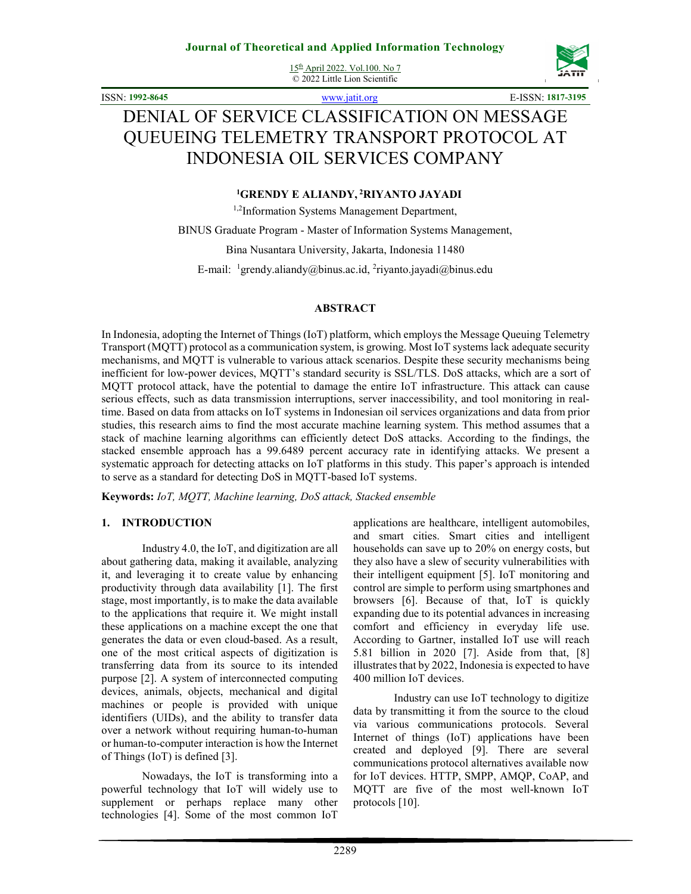# DENIAL OF SERVICE CLASSIFICATION ON MESSAGE QUEUEING TELEMETRY TRANSPORT PROTOCOL AT INDONESIA OIL SERVICES COMPANY

**[1]GRENDY E ALIANDY, [2]RIYANTO JAYADI**

[1,2]Information Systems Management Department,

BINUS Graduate Program - Master of Information Systems Management,

Bina Nusantara University, Jakarta, Indonesia 11480

E-mail: [1]grendy.aliandy@binus.ac.id, [2]riyanto.jayadi@binus.edu

## ABSTRACT

In Indonesia, adopting the Internet of Things (IoT) platform, which employs the Message Queuing Telemetry Transport (MQTT) protocol as a communication system, is growing. Most IoT systems lack adequate security mechanisms, and MQTT is vulnerable to various attack scenarios. Despite these security mechanisms being inefficient for low-power devices, MQTT's standard security is SSL/TLS. DoS attacks, which are a sort of MQTT protocol attack, have the potential to damage the entire IoT infrastructure. This attack can cause serious effects, such as data transmission interruptions, server inaccessibility, and tool monitoring in real-time. Based on data from attacks on IoT systems in Indonesian oil services organizations and data from prior studies, this research aims to find the most accurate machine learning system. This method assumes that a stack of machine learning algorithms can efficiently detect DoS attacks. According to the findings, the stacked ensemble approach has a 99.6489 percent accuracy rate in identifying attacks. We present a systematic approach for detecting attacks on IoT platforms in this study. This paper's approach is intended to serve as a standard for detecting DoS in MQTT-based IoT systems.

**Keywords:** *IoT, MQTT, Machine learning, DoS attack, Stacked ensemble*

## 1. INTRODUCTION

Industry 4.0, the IoT, and digitization are all about gathering data, making it available, analyzing it, and leveraging it to create value by enhancing productivity through data availability [1]. The first stage, most importantly, is to make the data available to the applications that require it. We might install these applications on a machine except the one that generates the data or even cloud-based. As a result, one of the most critical aspects of digitization is transferring data from its source to its intended purpose [2]. A system of interconnected computing devices, animals, objects, mechanical and digital machines or people is provided with unique identifiers (UIDs), and the ability to transfer data over a network without requiring human-to-human or human-to-computer interaction is how the Internet of Things (IoT) is defined [3].

Nowadays, the IoT is transforming into a powerful technology that IoT will widely use to supplement or perhaps replace many other technologies [4]. Some of the most common IoT applications are healthcare, intelligent automobiles, and smart cities. Smart cities and intelligent households can save up to 20% on energy costs, but they also have a slew of security vulnerabilities with their intelligent equipment [5]. IoT monitoring and control are simple to perform using smartphones and browsers [6]. Because of that, IoT is quickly expanding due to its potential advances in increasing comfort and efficiency in everyday life use. According to Gartner, installed IoT use will reach 5.81 billion in 2020 [7]. Aside from that, [8] illustrates that by 2022, Indonesia is expected to have 400 million IoT devices.

Industry can use IoT technology to digitize data by transmitting it from the source to the cloud via various communications protocols. Several Internet of things (IoT) applications have been created and deployed [9]. There are several communications protocol alternatives available now for IoT devices. HTTP, SMPP, AMQP, CoAP, and MQTT are five of the most well-known IoT protocols [10].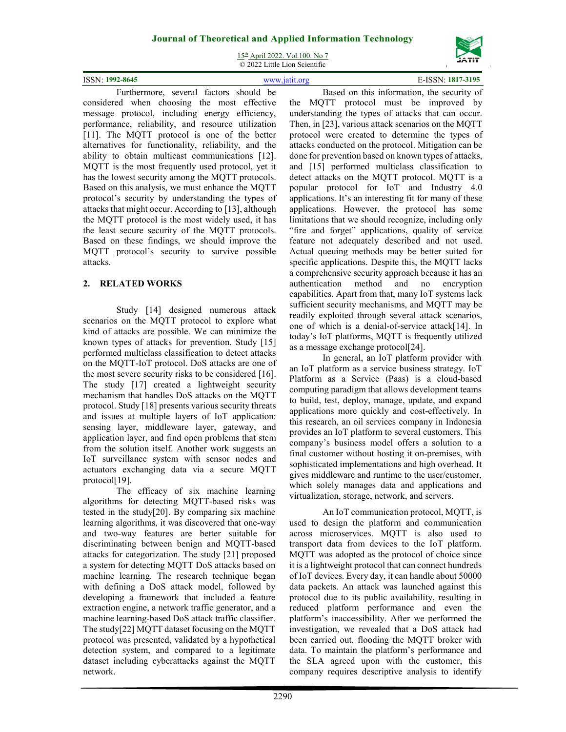Furthermore, several factors should be considered when choosing the most effective message protocol, including energy efficiency, performance, reliability, and resource utilization [11]. The MQTT protocol is one of the better alternatives for functionality, reliability, and the ability to obtain multicast communications [12]. MQTT is the most frequently used protocol, yet it has the lowest security among the MQTT protocols. Based on this analysis, we must enhance the MQTT protocol's security by understanding the types of attacks that might occur. According to [13], although the MQTT protocol is the most widely used, it has the least secure security of the MQTT protocols. Based on these findings, we should improve the MQTT protocol's security to survive possible attacks.

## 2. RELATED WORKS

Study [14] designed numerous attack scenarios on the MQTT protocol to explore what kind of attacks are possible. We can minimize the known types of attacks for prevention. Study [15] performed multiclass classification to detect attacks on the MQTT-IoT protocol. DoS attacks are one of the most severe security risks to be considered [16]. The study [17] created a lightweight security mechanism that handles DoS attacks on the MQTT protocol. Study [18] presents various security threats and issues at multiple layers of IoT application: sensing layer, middleware layer, gateway, and application layer, and find open problems that stem from the solution itself. Another work suggests an IoT surveillance system with sensor nodes and actuators exchanging data via a secure MQTT protocol[19].

The efficacy of six machine learning algorithms for detecting MQTT-based risks was tested in the study[20]. By comparing six machine learning algorithms, it was discovered that one-way and two-way features are better suitable for discriminating between benign and MQTT-based attacks for categorization. The study [21] proposed a system for detecting MQTT DoS attacks based on machine learning. The research technique began with defining a DoS attack model, followed by developing a framework that included a feature extraction engine, a network traffic generator, and a machine learning-based DoS attack traffic classifier. The study[22] MQTT dataset focusing on the MQTT protocol was presented, validated by a hypothetical detection system, and compared to a legitimate dataset including cyberattacks against the MQTT network.

Based on this information, the security of the MQTT protocol must be improved by understanding the types of attacks that can occur. Then, in [23], various attack scenarios on the MQTT protocol were created to determine the types of attacks conducted on the protocol. Mitigation can be done for prevention based on known types of attacks, and [15] performed multiclass classification to detect attacks on the MQTT protocol. MQTT is a popular protocol for IoT and Industry 4.0 applications. It's an interesting fit for many of these applications. However, the protocol has some limitations that we should recognize, including only "fire and forget" applications, quality of service feature not adequately described and not used. Actual queuing methods may be better suited for specific applications. Despite this, the MQTT lacks a comprehensive security approach because it has an authentication method and no encryption capabilities. Apart from that, many IoT systems lack sufficient security mechanisms, and MQTT may be readily exploited through several attack scenarios, one of which is a denial-of-service attack[14]. In today's IoT platforms, MQTT is frequently utilized as a message exchange protocol[24].

In general, an IoT platform provider with an IoT platform as a service business strategy. IoT Platform as a Service (Paas) is a cloud-based computing paradigm that allows development teams to build, test, deploy, manage, update, and expand applications more quickly and cost-effectively. In this research, an oil services company in Indonesia provides an IoT platform to several customers. This company's business model offers a solution to a final customer without hosting it on-premises, with sophisticated implementations and high overhead. It gives middleware and runtime to the user/customer, which solely manages data and applications and virtualization, storage, network, and servers.

An IoT communication protocol, MQTT, is used to design the platform and communication across microservices. MQTT is also used to transport data from devices to the IoT platform. MQTT was adopted as the protocol of choice since it is a lightweight protocol that can connect hundreds of IoT devices. Every day, it can handle about 50000 data packets. An attack was launched against this protocol due to its public availability, resulting in reduced platform performance and even the platform's inaccessibility. After we performed the investigation, we revealed that a DoS attack had been carried out, flooding the MQTT broker with data. To maintain the platform's performance and the SLA agreed upon with the customer, this company requires descriptive analysis to identify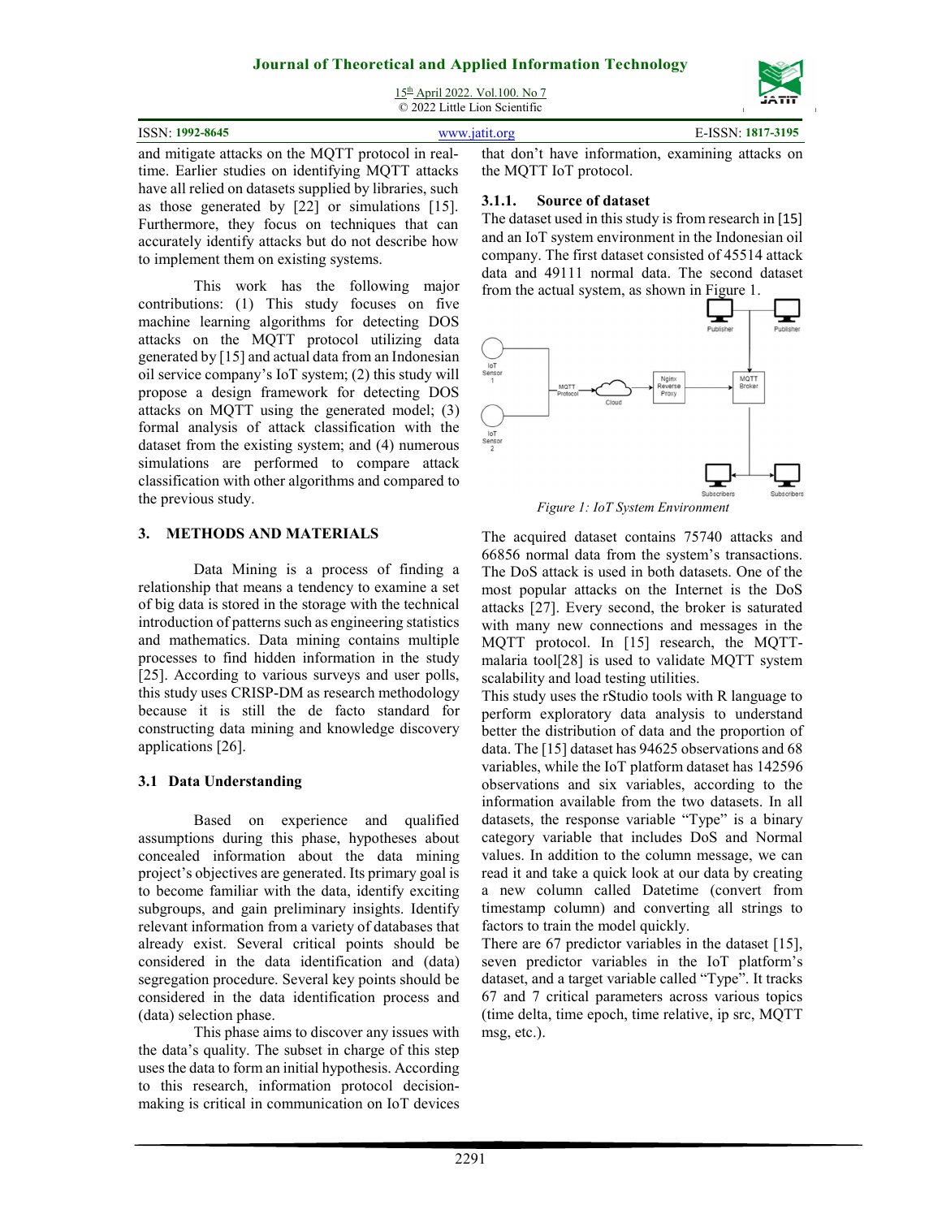and mitigate attacks on the MQTT protocol in real-time. Earlier studies on identifying MQTT attacks have all relied on datasets supplied by libraries, such as those generated by [22] or simulations [15]. Furthermore, they focus on techniques that can accurately identify attacks but do not describe how to implement them on existing systems.

This work has the following major contributions: (1) This study focuses on five machine learning algorithms for detecting DOS attacks on the MQTT protocol utilizing data generated by [15] and actual data from an Indonesian oil service company's IoT system; (2) this study will propose a design framework for detecting DOS attacks on MQTT using the generated model; (3) formal analysis of attack classification with the dataset from the existing system; and (4) numerous simulations are performed to compare attack classification with other algorithms and compared to the previous study.

## 3. METHODS AND MATERIALS

Data Mining is a process of finding a relationship that means a tendency to examine a set of big data is stored in the storage with the technical introduction of patterns such as engineering statistics and mathematics. Data mining contains multiple processes to find hidden information in the study [25]. According to various surveys and user polls, this study uses CRISP-DM as research methodology because it is still the de facto standard for constructing data mining and knowledge discovery applications [26].

### 3.1 Data Understanding

Based on experience and qualified assumptions during this phase, hypotheses about concealed information about the data mining project's objectives are generated. Its primary goal is to become familiar with the data, identify exciting subgroups, and gain preliminary insights. Identify relevant information from a variety of databases that already exist. Several critical points should be considered in the data identification and (data) segregation procedure. Several key points should be considered in the data identification process and (data) selection phase.

This phase aims to discover any issues with the data's quality. The subset in charge of this step uses the data to form an initial hypothesis. According to this research, information protocol decision-making is critical in communication on IoT devices that don't have information, examining attacks on the MQTT IoT protocol.

#### 3.1.1. Source of dataset

The dataset used in this study is from research in [15] and an IoT system environment in the Indonesian oil company. The first dataset consisted of 45514 attack data and 49111 normal data. The second dataset from the actual system, as shown in Figure 1.

*Figure 1: IoT System Environment*

The acquired dataset contains 75740 attacks and 66856 normal data from the system's transactions. The DoS attack is used in both datasets. One of the most popular attacks on the Internet is the DoS attacks [27]. Every second, the broker is saturated with many new connections and messages in the MQTT protocol. In [15] research, the MQTT-malaria tool[28] is used to validate MQTT system scalability and load testing utilities.

This study uses the rStudio tools with R language to perform exploratory data analysis to understand better the distribution of data and the proportion of data. The [15] dataset has 94625 observations and 68 variables, while the IoT platform dataset has 142596 observations and six variables, according to the information available from the two datasets. In all datasets, the response variable "Type" is a binary category variable that includes DoS and Normal values. In addition to the column message, we can read it and take a quick look at our data by creating a new column called Datetime (convert from timestamp column) and converting all strings to factors to train the model quickly.

There are 67 predictor variables in the dataset [15], seven predictor variables in the IoT platform's dataset, and a target variable called "Type". It tracks 67 and 7 critical parameters across various topics (time delta, time epoch, time relative, ip src, MQTT msg, etc.).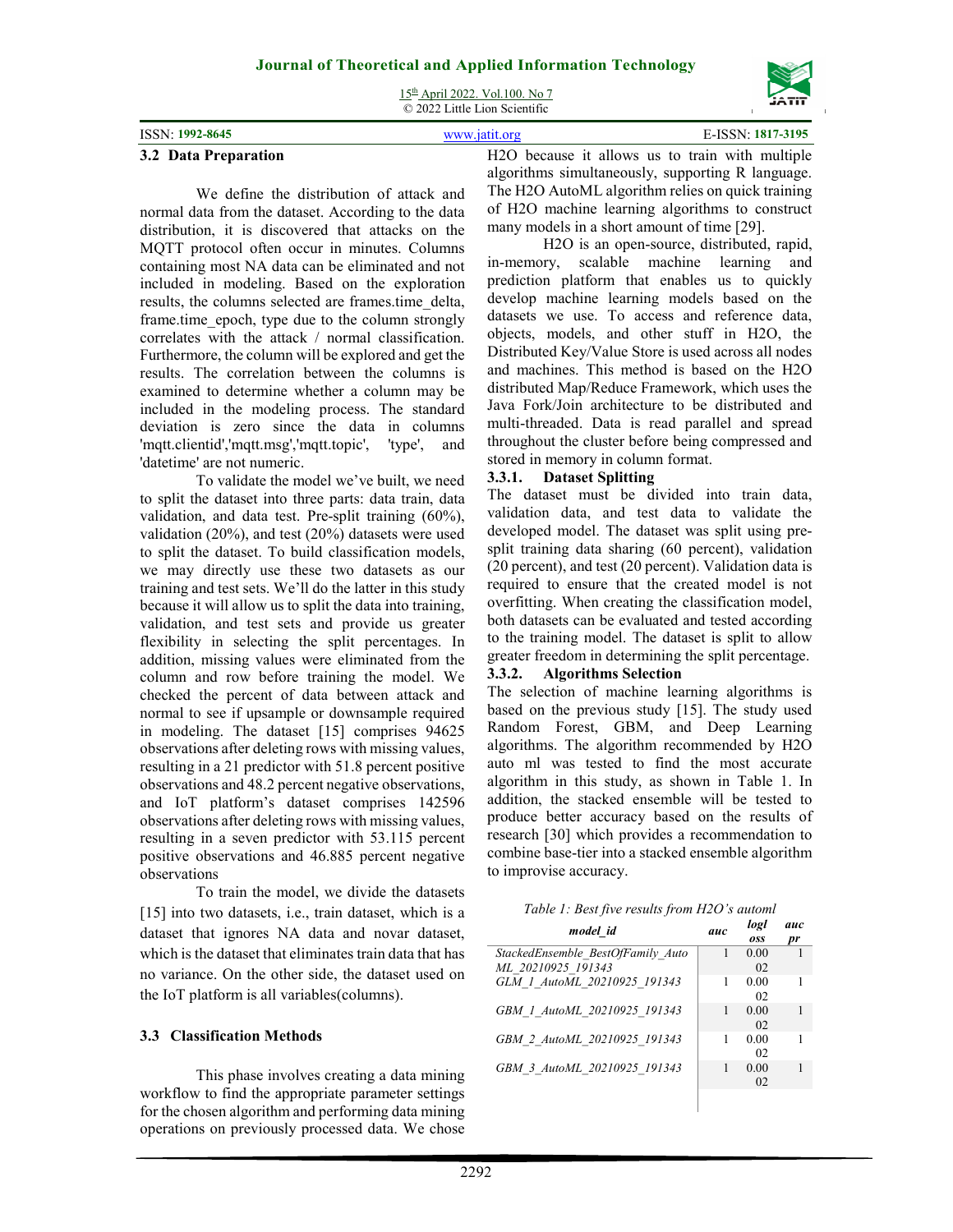### 3.2 Data Preparation

We define the distribution of attack and normal data from the dataset. According to the data distribution, it is discovered that attacks on the MQTT protocol often occur in minutes. Columns containing most NA data can be eliminated and not included in modeling. Based on the exploration results, the columns selected are frames.time_delta, frame.time_epoch, type due to the column strongly correlates with the attack / normal classification. Furthermore, the column will be explored and get the results. The correlation between the columns is examined to determine whether a column may be included in the modeling process. The standard deviation is zero since the data in columns 'mqtt.clientid','mqtt.msg','mqtt.topic', 'type', and 'datetime' are not numeric.

To validate the model we've built, we need to split the dataset into three parts: data train, data validation, and data test. Pre-split training (60%), validation (20%), and test (20%) datasets were used to split the dataset. To build classification models, we may directly use these two datasets as our training and test sets. We'll do the latter in this study because it will allow us to split the data into training, validation, and test sets and provide us greater flexibility in selecting the split percentages. In addition, missing values were eliminated from the column and row before training the model. We checked the percent of data between attack and normal to see if upsample or downsample required in modeling. The dataset [15] comprises 94625 observations after deleting rows with missing values, resulting in a 21 predictor with 51.8 percent positive observations and 48.2 percent negative observations, and IoT platform's dataset comprises 142596 observations after deleting rows with missing values, resulting in a seven predictor with 53.115 percent positive observations and 46.885 percent negative observations

To train the model, we divide the datasets [15] into two datasets, i.e., train dataset, which is a dataset that ignores NA data and novar dataset, which is the dataset that eliminates train data that has no variance. On the other side, the dataset used on the IoT platform is all variables(columns).

### 3.3 Classification Methods

This phase involves creating a data mining workflow to find the appropriate parameter settings for the chosen algorithm and performing data mining operations on previously processed data. We chose H2O because it allows us to train with multiple algorithms simultaneously, supporting R language. The H2O AutoML algorithm relies on quick training of H2O machine learning algorithms to construct many models in a short amount of time [29].

H2O is an open-source, distributed, rapid, in-memory, scalable machine learning and prediction platform that enables us to quickly develop machine learning models based on the datasets we use. To access and reference data, objects, models, and other stuff in H2O, the Distributed Key/Value Store is used across all nodes and machines. This method is based on the H2O distributed Map/Reduce Framework, which uses the Java Fork/Join architecture to be distributed and multi-threaded. Data is read parallel and spread throughout the cluster before being compressed and stored in memory in column format.

#### 3.3.1. Dataset Splitting

The dataset must be divided into train data, validation data, and test data to validate the developed model. The dataset was split using pre-split training data sharing (60 percent), validation (20 percent), and test (20 percent). Validation data is required to ensure that the created model is not overfitting. When creating the classification model, both datasets can be evaluated and tested according to the training model. The dataset is split to allow greater freedom in determining the split percentage.

#### 3.3.2. Algorithms Selection

The selection of machine learning algorithms is based on the previous study [15]. The study used Random Forest, GBM, and Deep Learning algorithms. The algorithm recommended by H2O auto ml was tested to find the most accurate algorithm in this study, as shown in Table 1. In addition, the stacked ensemble will be tested to produce better accuracy based on the results of research [30] which provides a recommendation to combine base-tier into a stacked ensemble algorithm to improvise accuracy.

*Table 1: Best five results from H2O's automl*

| *model_id* | *auc* | *logloss* | *aucpr* |
|---|---|---|---|
| *StackedEnsemble_BestOfFamily_AutoML_20210925_191343* | 1 | 0.0002 | 1 |
| *GLM_1_AutoML_20210925_191343* | 1 | 0.0002 | 1 |
| *GBM_1_AutoML_20210925_191343* | 1 | 0.0002 | 1 |
| *GBM_2_AutoML_20210925_191343* | 1 | 0.0002 | 1 |
| *GBM_3_AutoML_20210925_191343* | 1 | 0.0002 | 1 |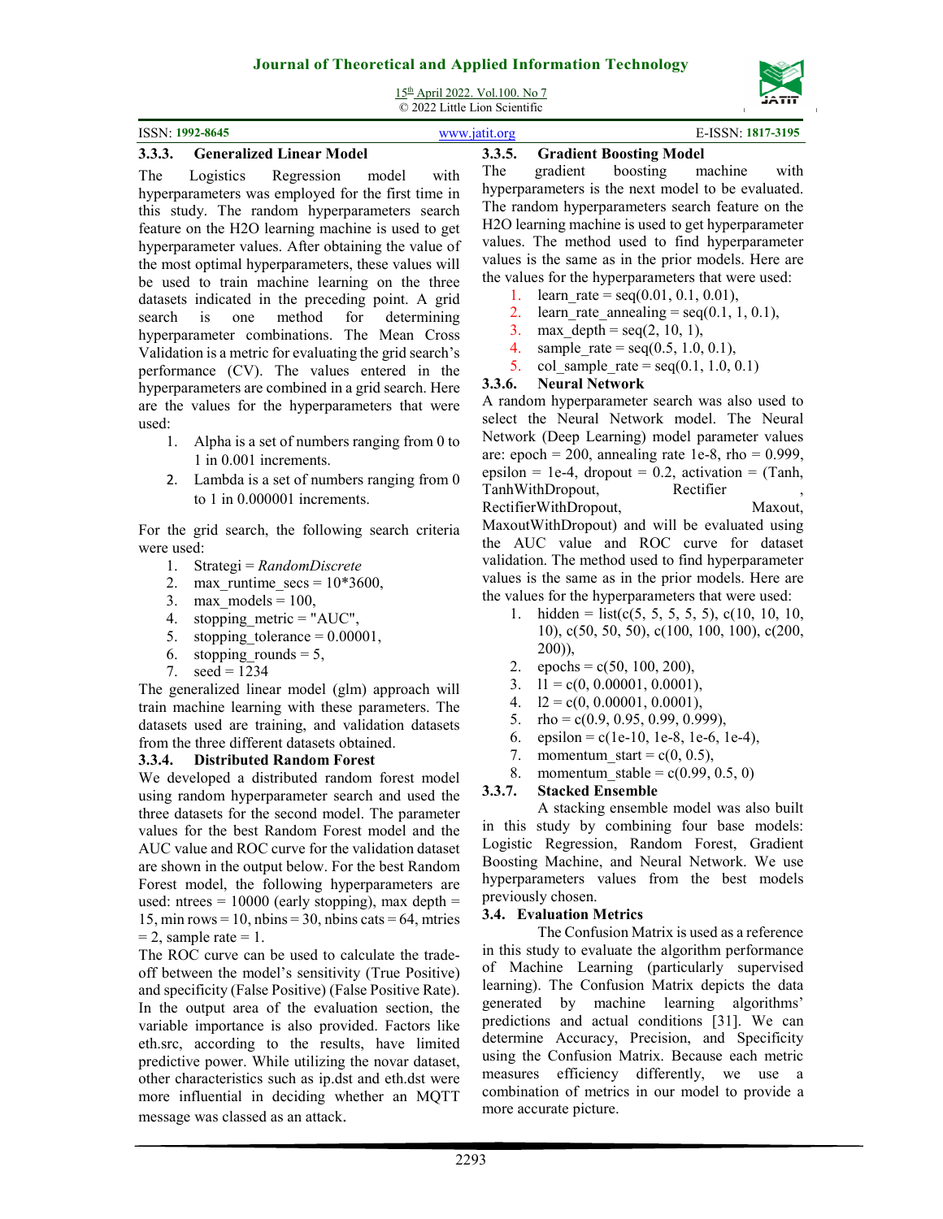### 3.3.3. Generalized Linear Model

The Logistics Regression model with hyperparameters was employed for the first time in this study. The random hyperparameters search feature on the H2O learning machine is used to get hyperparameter values. After obtaining the value of the most optimal hyperparameters, these values will be used to train machine learning on the three datasets indicated in the preceding point. A grid search is one method for determining hyperparameter combinations. The Mean Cross Validation is a metric for evaluating the grid search's performance (CV). The values entered in the hyperparameters are combined in a grid search. Here are the values for the hyperparameters that were used:

1. Alpha is a set of numbers ranging from 0 to 1 in 0.001 increments.
2. Lambda is a set of numbers ranging from 0 to 1 in 0.000001 increments.

For the grid search, the following search criteria were used:

1. Strategi = *RandomDiscrete*
2. max_runtime_secs = 10*3600,
3. max_models = 100,
4. stopping_metric = "AUC",
5. stopping_tolerance = 0.00001,
6. stopping_rounds = 5,
7. seed = 1234

The generalized linear model (glm) approach will train machine learning with these parameters. The datasets used are training, and validation datasets from the three different datasets obtained.

### 3.3.4. Distributed Random Forest

We developed a distributed random forest model using random hyperparameter search and used the three datasets for the second model. The parameter values for the best Random Forest model and the AUC value and ROC curve for the validation dataset are shown in the output below. For the best Random Forest model, the following hyperparameters are used: ntrees = 10000 (early stopping), max depth = 15, min rows = 10, nbins = 30, nbins cats = 64, mtries = 2, sample rate = 1.

The ROC curve can be used to calculate the trade-off between the model's sensitivity (True Positive) and specificity (False Positive) (False Positive Rate). In the output area of the evaluation section, the variable importance is also provided. Factors like eth.src, according to the results, have limited predictive power. While utilizing the novar dataset, other characteristics such as ip.dst and eth.dst were more influential in deciding whether an MQTT message was classed as an attack.

### 3.3.5. Gradient Boosting Model

The gradient boosting machine with hyperparameters is the next model to be evaluated. The random hyperparameters search feature on the H2O learning machine is used to get hyperparameter values. The method used to find hyperparameter values is the same as in the prior models. Here are the values for the hyperparameters that were used:

1. learn_rate = seq(0.01, 0.1, 0.01),
2. learn_rate_annealing = seq(0.1, 1, 0.1),
3. max_depth = seq(2, 10, 1),
4. sample_rate = seq(0.5, 1.0, 0.1),
5. col_sample_rate = seq(0.1, 1.0, 0.1)

### 3.3.6. Neural Network

A random hyperparameter search was also used to select the Neural Network model. The Neural Network (Deep Learning) model parameter values are: epoch = 200, annealing rate 1e-8, rho = 0.999, epsilon = 1e-4, dropout = 0.2, activation = (Tanh, TanhWithDropout, Rectifier, RectifierWithDropout, Maxout, MaxoutWithDropout) and will be evaluated using the AUC value and ROC curve for dataset validation. The method used to find hyperparameter values is the same as in the prior models. Here are the values for the hyperparameters that were used:

1. hidden = list(c(5, 5, 5, 5, 5), c(10, 10, 10, 10), c(50, 50, 50), c(100, 100, 100), c(200, 200)),
2. epochs = c(50, 100, 200),
3. l1 = c(0, 0.00001, 0.0001),
4. l2 = c(0, 0.00001, 0.0001),
5. rho = c(0.9, 0.95, 0.99, 0.999),
6. epsilon = c(1e-10, 1e-8, 1e-6, 1e-4),
7. momentum_start = c(0, 0.5),
8. momentum_stable = c(0.99, 0.5, 0)

### 3.3.7. Stacked Ensemble

A stacking ensemble model was also built in this study by combining four base models: Logistic Regression, Random Forest, Gradient Boosting Machine, and Neural Network. We use hyperparameters values from the best models previously chosen.

## 3.4. Evaluation Metrics

The Confusion Matrix is used as a reference in this study to evaluate the algorithm performance of Machine Learning (particularly supervised learning). The Confusion Matrix depicts the data generated by machine learning algorithms' predictions and actual conditions [31]. We can determine Accuracy, Precision, and Specificity using the Confusion Matrix. Because each metric measures efficiency differently, we use a combination of metrics in our model to provide a more accurate picture.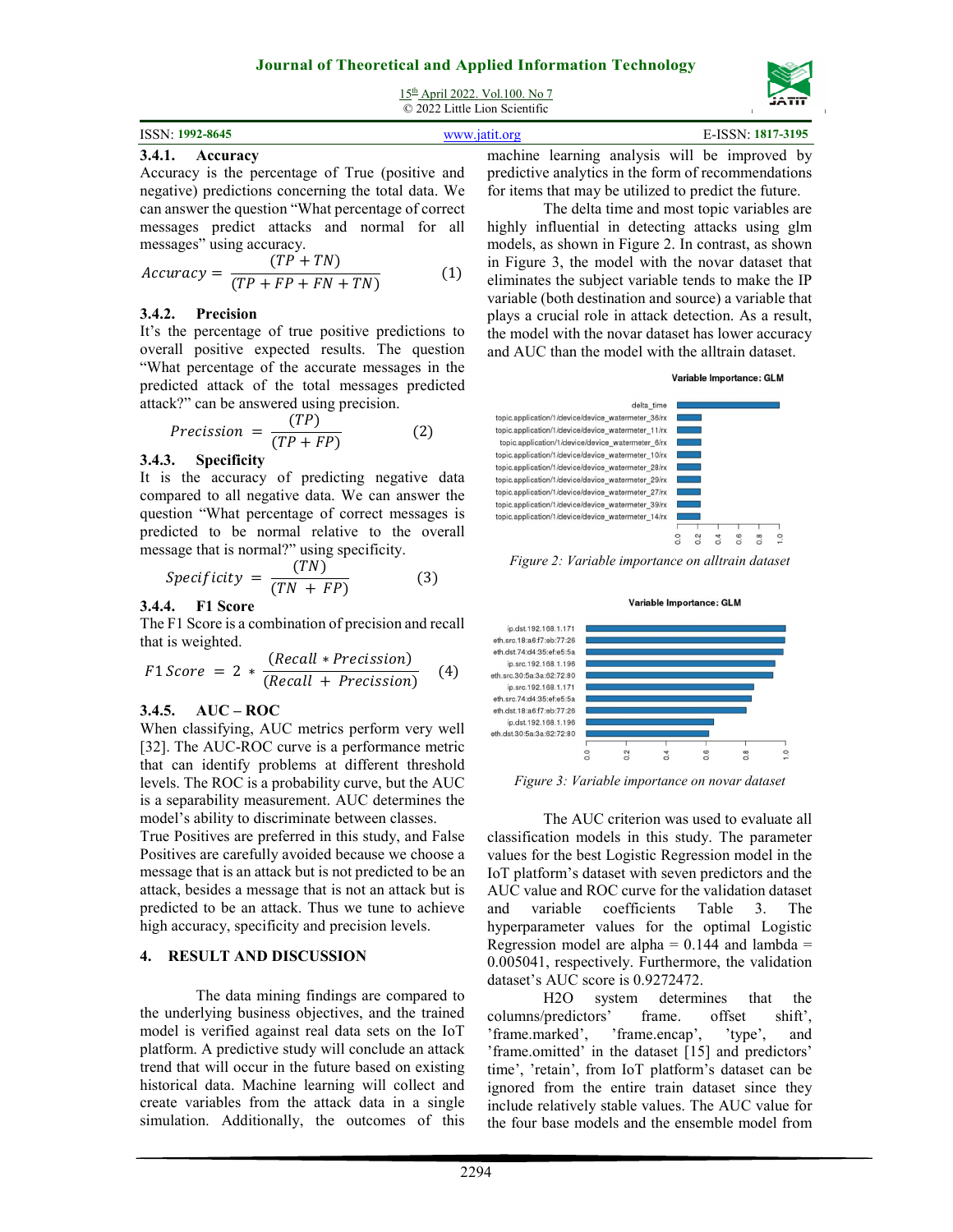#### 3.4.1. Accuracy

Accuracy is the percentage of True (positive and negative) predictions concerning the total data. We can answer the question "What percentage of correct messages predict attacks and normal for all messages" using accuracy.

$$Accuracy = \frac{(TP + TN)}{(TP + FP + FN + TN)} \quad (1)$$

#### 3.4.2. Precision

It's the percentage of true positive predictions to overall positive expected results. The question "What percentage of the accurate messages in the predicted attack of the total messages predicted attack?" can be answered using precision.

$$Precission = \frac{(TP)}{(TP + FP)} \quad (2)$$

#### 3.4.3. Specificity

It is the accuracy of predicting negative data compared to all negative data. We can answer the question "What percentage of correct messages is predicted to be normal relative to the overall message that is normal?" using specificity.

$$Specificity = \frac{(TN)}{(TN + FP)} \quad (3)$$

#### 3.4.4. F1 Score

The F1 Score is a combination of precision and recall that is weighted.

$$F1\,Score = 2 * \frac{(Recall * Precision)}{(Recall + Precision)} \quad (4)$$

#### 3.4.5. AUC – ROC

When classifying, AUC metrics perform very well [32]. The AUC-ROC curve is a performance metric that can identify problems at different threshold levels. The ROC is a probability curve, but the AUC is a separability measurement. AUC determines the model's ability to discriminate between classes.

True Positives are preferred in this study, and False Positives are carefully avoided because we choose a message that is an attack but is not predicted to be an attack, besides a message that is not an attack but is predicted to be an attack. Thus we tune to achieve high accuracy, specificity and precision levels.

## 4. RESULT AND DISCUSSION

The data mining findings are compared to the underlying business objectives, and the trained model is verified against real data sets on the IoT platform. A predictive study will conclude an attack trend that will occur in the future based on existing historical data. Machine learning will collect and create variables from the attack data in a single simulation. Additionally, the outcomes of this machine learning analysis will be improved by predictive analytics in the form of recommendations for items that may be utilized to predict the future.

The delta time and most topic variables are highly influential in detecting attacks using glm models, as shown in Figure 2. In contrast, as shown in Figure 3, the model with the novar dataset that eliminates the subject variable tends to make the IP variable (both destination and source) a variable that plays a crucial role in attack detection. As a result, the model with the novar dataset has lower accuracy and AUC than the model with the alltrain dataset.

Figure 2: Variable importance on alltrain dataset

Figure 3: Variable importance on novar dataset

The AUC criterion was used to evaluate all classification models in this study. The parameter values for the best Logistic Regression model in the IoT platform's dataset with seven predictors and the AUC value and ROC curve for the validation dataset and variable coefficients Table 3. The hyperparameter values for the optimal Logistic Regression model are alpha = 0.144 and lambda = 0.005041, respectively. Furthermore, the validation dataset's AUC score is 0.9272472.

H2O system determines that the columns/predictors' frame. offset shift', 'frame.marked', 'frame.encap', 'type', and 'frame.omitted' in the dataset [15] and predictors' time', 'retain', from IoT platform's dataset can be ignored from the entire train dataset since they include relatively stable values. The AUC value for the four base models and the ensemble model from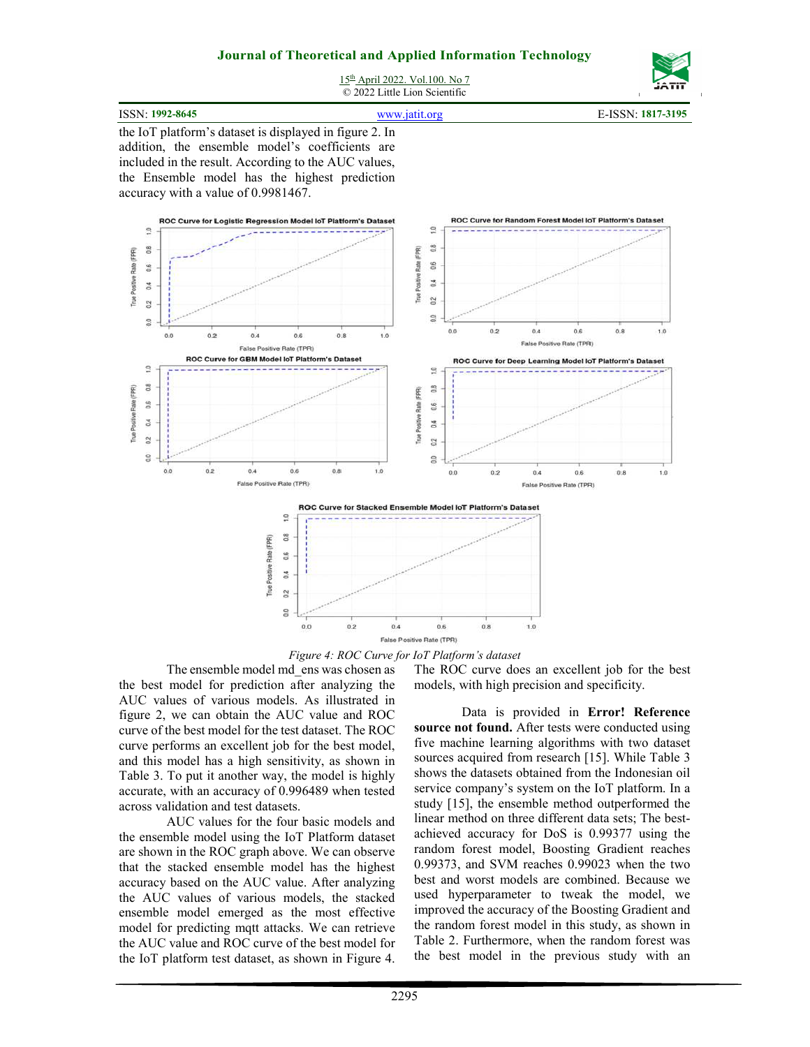the IoT platform's dataset is displayed in figure 2. In addition, the ensemble model's coefficients are included in the result. According to the AUC values, the Ensemble model has the highest prediction accuracy with a value of 0.9981467.

*Figure 4: ROC Curve for IoT Platform's dataset*

The ensemble model md_ens was chosen as the best model for prediction after analyzing the AUC values of various models. As illustrated in figure 2, we can obtain the AUC value and ROC curve of the best model for the test dataset. The ROC curve performs an excellent job for the best model, and this model has a high sensitivity, as shown in Table 3. To put it another way, the model is highly accurate, with an accuracy of 0.996489 when tested across validation and test datasets.

AUC values for the four basic models and the ensemble model using the IoT Platform dataset are shown in the ROC graph above. We can observe that the stacked ensemble model has the highest accuracy based on the AUC value. After analyzing the AUC values of various models, the stacked ensemble model emerged as the most effective model for predicting mqtt attacks. We can retrieve the AUC value and ROC curve of the best model for the IoT platform test dataset, as shown in Figure 4. The ROC curve does an excellent job for the best models, with high precision and specificity.

Data is provided in **Error! Reference source not found.** After tests were conducted using five machine learning algorithms with two dataset sources acquired from research [15]. While Table 3 shows the datasets obtained from the Indonesian oil service company's system on the IoT platform. In a study [15], the ensemble method outperformed the linear method on three different data sets; The best-achieved accuracy for DoS is 0.99377 using the random forest model, Boosting Gradient reaches 0.99373, and SVM reaches 0.99023 when the two best and worst models are combined. Because we used hyperparameter to tweak the model, we improved the accuracy of the Boosting Gradient and the random forest model in this study, as shown in Table 2. Furthermore, when the random forest was the best model in the previous study with an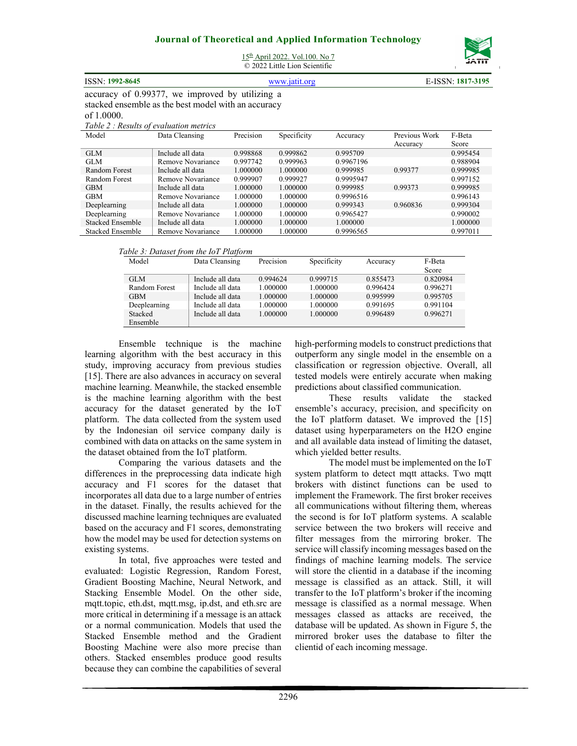accuracy of 0.99377, we improved by utilizing a stacked ensemble as the best model with an accuracy of 1.0000.

*Table 2 : Results of evaluation metrics*

| Model | Data Cleansing | Precision | Specificity | Accuracy | Previous Work Accuracy | F-Beta Score |
|---|---|---|---|---|---|---|
| GLM | Include all data | 0.998868 | 0.999862 | 0.995709 | | 0.995454 |
| GLM | Remove Novariance | 0.997742 | 0.999963 | 0.9967196 | | 0.988904 |
| Random Forest | Include all data | 1.000000 | 1.000000 | 0.999985 | 0.99377 | 0.999985 |
| Random Forest | Remove Novariance | 0.999907 | 0.999927 | 0.9995947 | | 0.997152 |
| GBM | Include all data | 1.000000 | 1.000000 | 0.999985 | 0.99373 | 0.999985 |
| GBM | Remove Novariance | 1.000000 | 1.000000 | 0.9996516 | | 0.996143 |
| Deeplearning | Include all data | 1.000000 | 1.000000 | 0.999343 | 0.960836 | 0.999304 |
| Deeplearning | Remove Novariance | 1.000000 | 1.000000 | 0.9965427 | | 0.990002 |
| Stacked Ensemble | Include all data | 1.000000 | 1.000000 | 1.000000 | | 1.000000 |
| Stacked Ensemble | Remove Novariance | 1.000000 | 1.000000 | 0.9996565 | | 0.997011 |

*Table 3: Dataset from the IoT Platform*

| Model | Data Cleansing | Precision | Specificity | Accuracy | F-Beta Score |
|---|---|---|---|---|---|
| GLM | Include all data | 0.994624 | 0.999715 | 0.855473 | 0.820984 |
| Random Forest | Include all data | 1.000000 | 1.000000 | 0.996424 | 0.996271 |
| GBM | Include all data | 1.000000 | 1.000000 | 0.995999 | 0.995705 |
| Deeplearning | Include all data | 1.000000 | 1.000000 | 0.991695 | 0.991104 |
| Stacked Ensemble | Include all data | 1.000000 | 1.000000 | 0.996489 | 0.996271 |

Ensemble technique is the machine learning algorithm with the best accuracy in this study, improving accuracy from previous studies [15]. There are also advances in accuracy on several machine learning. Meanwhile, the stacked ensemble is the machine learning algorithm with the best accuracy for the dataset generated by the IoT platform. The data collected from the system used by the Indonesian oil service company daily is combined with data on attacks on the same system in the dataset obtained from the IoT platform.

Comparing the various datasets and the differences in the preprocessing data indicate high accuracy and F1 scores for the dataset that incorporates all data due to a large number of entries in the dataset. Finally, the results achieved for the discussed machine learning techniques are evaluated based on the accuracy and F1 scores, demonstrating how the model may be used for detection systems on existing systems.

In total, five approaches were tested and evaluated: Logistic Regression, Random Forest, Gradient Boosting Machine, Neural Network, and Stacking Ensemble Model. On the other side, mqtt.topic, eth.dst, mqtt.msg, ip.dst, and eth.src are more critical in determining if a message is an attack or a normal communication. Models that used the Stacked Ensemble method and the Gradient Boosting Machine were also more precise than others. Stacked ensembles produce good results because they can combine the capabilities of several high-performing models to construct predictions that outperform any single model in the ensemble on a classification or regression objective. Overall, all tested models were entirely accurate when making predictions about classified communication.

These results validate the stacked ensemble's accuracy, precision, and specificity on the IoT platform dataset. We improved the [15] dataset using hyperparameters on the H2O engine and all available data instead of limiting the dataset, which yielded better results.

The model must be implemented on the IoT system platform to detect mqtt attacks. Two mqtt brokers with distinct functions can be used to implement the Framework. The first broker receives all communications without filtering them, whereas the second is for IoT platform systems. A scalable service between the two brokers will receive and filter messages from the mirroring broker. The service will classify incoming messages based on the findings of machine learning models. The service will store the clientid in a database if the incoming message is classified as an attack. Still, it will transfer to the IoT platform's broker if the incoming message is classified as a normal message. When messages classed as attacks are received, the database will be updated. As shown in Figure 5, the mirrored broker uses the database to filter the clientid of each incoming message.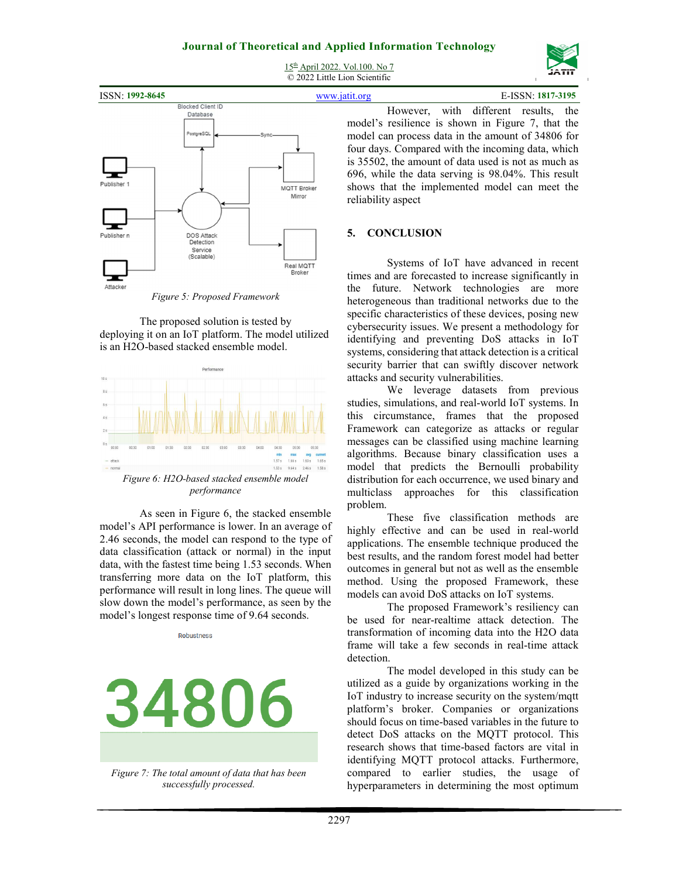Figure 5: Proposed Framework

The proposed solution is tested by deploying it on an IoT platform. The model utilized is an H2O-based stacked ensemble model.

Figure 6: H2O-based stacked ensemble model performance

As seen in Figure 6, the stacked ensemble model's API performance is lower. In an average of 2.46 seconds, the model can respond to the type of data classification (attack or normal) in the input data, with the fastest time being 1.53 seconds. When transferring more data on the IoT platform, this performance will result in long lines. The queue will slow down the model's performance, as seen by the model's longest response time of 9.64 seconds.

Figure 7: The total amount of data that has been successfully processed.

However, with different results, the model's resilience is shown in Figure 7, that the model can process data in the amount of 34806 for four days. Compared with the incoming data, which is 35502, the amount of data used is not as much as 696, while the data serving is 98.04%. This result shows that the implemented model can meet the reliability aspect

## 5. CONCLUSION

Systems of IoT have advanced in recent times and are forecasted to increase significantly in the future. Network technologies are more heterogeneous than traditional networks due to the specific characteristics of these devices, posing new cybersecurity issues. We present a methodology for identifying and preventing DoS attacks in IoT systems, considering that attack detection is a critical security barrier that can swiftly discover network attacks and security vulnerabilities.

We leverage datasets from previous studies, simulations, and real-world IoT systems. In this circumstance, frames that the proposed Framework can categorize as attacks or regular messages can be classified using machine learning algorithms. Because binary classification uses a model that predicts the Bernoulli probability distribution for each occurrence, we used binary and multiclass approaches for this classification problem.

These five classification methods are highly effective and can be used in real-world applications. The ensemble technique produced the best results, and the random forest model had better outcomes in general but not as well as the ensemble method. Using the proposed Framework, these models can avoid DoS attacks on IoT systems.

The proposed Framework's resiliency can be used for near-realtime attack detection. The transformation of incoming data into the H2O data frame will take a few seconds in real-time attack detection.

The model developed in this study can be utilized as a guide by organizations working in the IoT industry to increase security on the system/mqtt platform's broker. Companies or organizations should focus on time-based variables in the future to detect DoS attacks on the MQTT protocol. This research shows that time-based factors are vital in identifying MQTT protocol attacks. Furthermore, compared to earlier studies, the usage of hyperparameters in determining the most optimum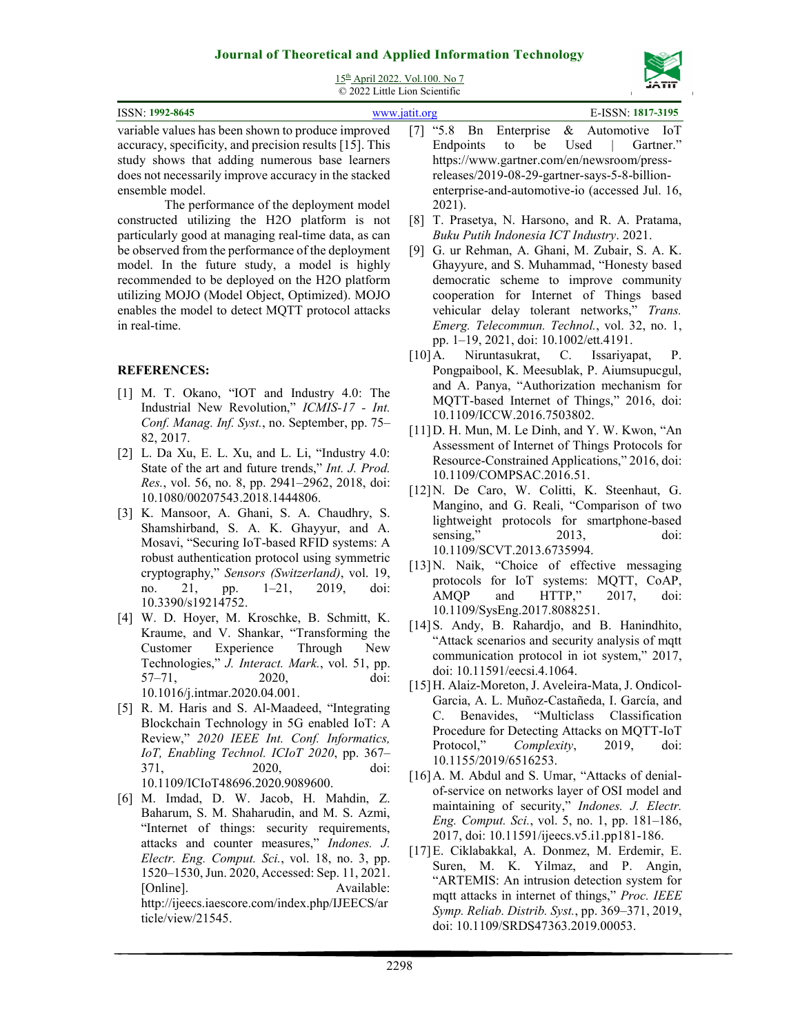variable values has been shown to produce improved accuracy, specificity, and precision results [15]. This study shows that adding numerous base learners does not necessarily improve accuracy in the stacked ensemble model.

The performance of the deployment model constructed utilizing the H2O platform is not particularly good at managing real-time data, as can be observed from the performance of the deployment model. In the future study, a model is highly recommended to be deployed on the H2O platform utilizing MOJO (Model Object, Optimized). MOJO enables the model to detect MQTT protocol attacks in real-time.

## REFERENCES:

[1] M. T. Okano, "IOT and Industry 4.0: The Industrial New Revolution," *ICMIS-17 - Int. Conf. Manag. Inf. Syst.*, no. September, pp. 75–82, 2017.

[2] L. Da Xu, E. L. Xu, and L. Li, "Industry 4.0: State of the art and future trends," *Int. J. Prod. Res.*, vol. 56, no. 8, pp. 2941–2962, 2018, doi: 10.1080/00207543.2018.1444806.

[3] K. Mansoor, A. Ghani, S. A. Chaudhry, S. Shamshirband, S. A. K. Ghayyur, and A. Mosavi, "Securing IoT-based RFID systems: A robust authentication protocol using symmetric cryptography," *Sensors (Switzerland)*, vol. 19, no. 21, pp. 1–21, 2019, doi: 10.3390/s19214752.

[4] W. D. Hoyer, M. Kroschke, B. Schmitt, K. Kraume, and V. Shankar, "Transforming the Customer Experience Through New Technologies," *J. Interact. Mark.*, vol. 51, pp. 57–71, 2020, doi: 10.1016/j.intmar.2020.04.001.

[5] R. M. Haris and S. Al-Maadeed, "Integrating Blockchain Technology in 5G enabled IoT: A Review," *2020 IEEE Int. Conf. Informatics, IoT, Enabling Technol. ICIoT 2020*, pp. 367–371, 2020, doi: 10.1109/ICIoT48696.2020.9089600.

[6] M. Imdad, D. W. Jacob, H. Mahdin, Z. Baharum, S. M. Shaharudin, and M. S. Azmi, "Internet of things: security requirements, attacks and counter measures," *Indones. J. Electr. Eng. Comput. Sci.*, vol. 18, no. 3, pp. 1520–1530, Jun. 2020, Accessed: Sep. 11, 2021. [Online]. Available: http://ijeecs.iaescore.com/index.php/IJEECS/article/view/21545.

[7] "5.8 Bn Enterprise & Automotive IoT Endpoints to be Used | Gartner." https://www.gartner.com/en/newsroom/press-releases/2019-08-29-gartner-says-5-8-billion-enterprise-and-automotive-io (accessed Jul. 16, 2021).

[8] T. Prasetya, N. Harsono, and R. A. Pratama, *Buku Putih Indonesia ICT Industry*. 2021.

[9] G. ur Rehman, A. Ghani, M. Zubair, S. A. K. Ghayyure, and S. Muhammad, "Honesty based democratic scheme to improve community cooperation for Internet of Things based vehicular delay tolerant networks," *Trans. Emerg. Telecommun. Technol.*, vol. 32, no. 1, pp. 1–19, 2021, doi: 10.1002/ett.4191.

[10] A. Niruntasukrat, C. Issariyapat, P. Pongpaibool, K. Meesublak, P. Aiumsupucgul, and A. Panya, "Authorization mechanism for MQTT-based Internet of Things," 2016, doi: 10.1109/ICCW.2016.7503802.

[11] D. H. Mun, M. Le Dinh, and Y. W. Kwon, "An Assessment of Internet of Things Protocols for Resource-Constrained Applications," 2016, doi: 10.1109/COMPSAC.2016.51.

[12] N. De Caro, W. Colitti, K. Steenhaut, G. Mangino, and G. Reali, "Comparison of two lightweight protocols for smartphone-based sensing," 2013, doi: 10.1109/SCVT.2013.6735994.

[13] N. Naik, "Choice of effective messaging protocols for IoT systems: MQTT, CoAP, AMQP and HTTP," 2017, doi: 10.1109/SysEng.2017.8088251.

[14] S. Andy, B. Rahardjo, and B. Hanindhito, "Attack scenarios and security analysis of mqtt communication protocol in iot system," 2017, doi: 10.11591/eecsi.4.1064.

[15] H. Alaiz-Moreton, J. Aveleira-Mata, J. Ondicol-Garcia, A. L. Muñoz-Castañeda, I. García, and C. Benavides, "Multiclass Classification Procedure for Detecting Attacks on MQTT-IoT Protocol," *Complexity*, 2019, doi: 10.1155/2019/6516253.

[16] A. M. Abdul and S. Umar, "Attacks of denial-of-service on networks layer of OSI model and maintaining of security," *Indones. J. Electr. Eng. Comput. Sci.*, vol. 5, no. 1, pp. 181–186, 2017, doi: 10.11591/ijeecs.v5.i1.pp181-186.

[17] E. Ciklabakkal, A. Donmez, M. Erdemir, E. Suren, M. K. Yilmaz, and P. Angin, "ARTEMIS: An intrusion detection system for mqtt attacks in internet of things," *Proc. IEEE Symp. Reliab. Distrib. Syst.*, pp. 369–371, 2019, doi: 10.1109/SRDS47363.2019.00053.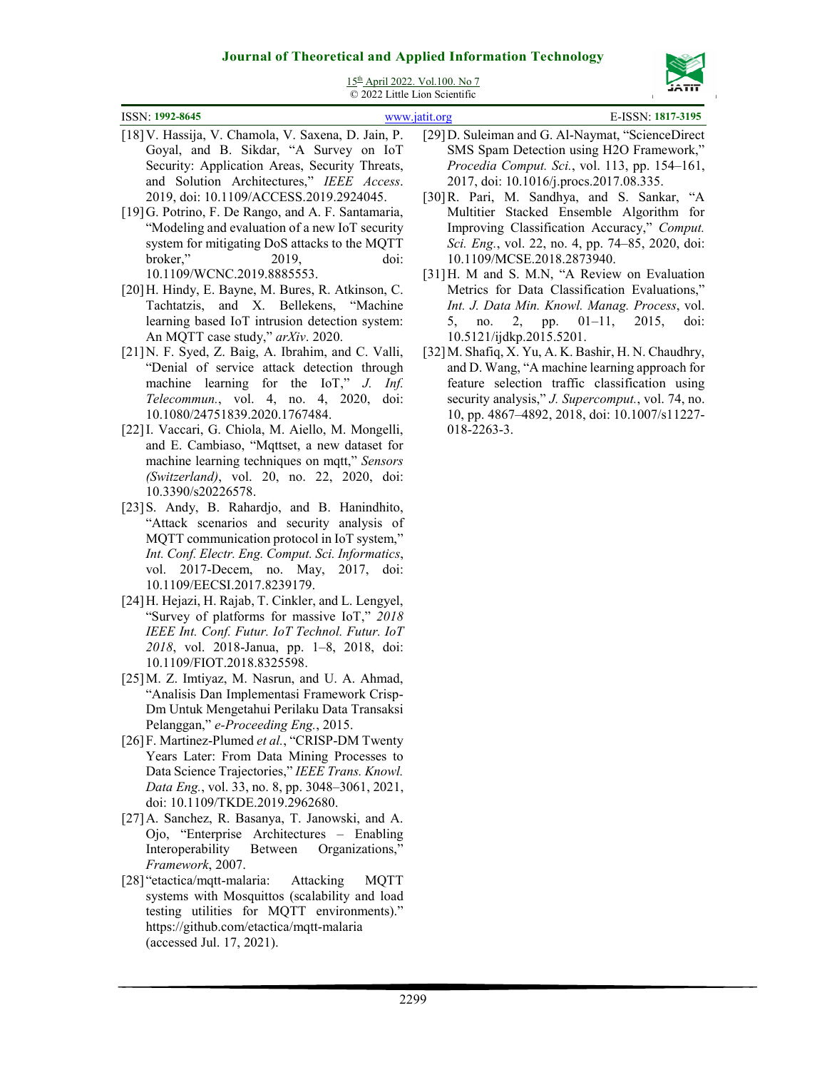[18] V. Hassija, V. Chamola, V. Saxena, D. Jain, P. Goyal, and B. Sikdar, "A Survey on IoT Security: Application Areas, Security Threats, and Solution Architectures," *IEEE Access*. 2019, doi: 10.1109/ACCESS.2019.2924045.

[19] G. Potrino, F. De Rango, and A. F. Santamaria, "Modeling and evaluation of a new IoT security system for mitigating DoS attacks to the MQTT broker," 2019, doi: 10.1109/WCNC.2019.8885553.

[20] H. Hindy, E. Bayne, M. Bures, R. Atkinson, C. Tachtatzis, and X. Bellekens, "Machine learning based IoT intrusion detection system: An MQTT case study," *arXiv*. 2020.

[21] N. F. Syed, Z. Baig, A. Ibrahim, and C. Valli, "Denial of service attack detection through machine learning for the IoT," *J. Inf. Telecommun.*, vol. 4, no. 4, 2020, doi: 10.1080/24751839.2020.1767484.

[22] I. Vaccari, G. Chiola, M. Aiello, M. Mongelli, and E. Cambiaso, "Mqttset, a new dataset for machine learning techniques on mqtt," *Sensors (Switzerland)*, vol. 20, no. 22, 2020, doi: 10.3390/s20226578.

[23] S. Andy, B. Rahardjo, and B. Hanindhito, "Attack scenarios and security analysis of MQTT communication protocol in IoT system," *Int. Conf. Electr. Eng. Comput. Sci. Informatics*, vol. 2017-Decem, no. May, 2017, doi: 10.1109/EECSI.2017.8239179.

[24] H. Hejazi, H. Rajab, T. Cinkler, and L. Lengyel, "Survey of platforms for massive IoT," *2018 IEEE Int. Conf. Futur. IoT Technol. Futur. IoT 2018*, vol. 2018-Janua, pp. 1–8, 2018, doi: 10.1109/FIOT.2018.8325598.

[25] M. Z. Imtiyaz, M. Nasrun, and U. A. Ahmad, "Analisis Dan Implementasi Framework Crisp-Dm Untuk Mengetahui Perilaku Data Transaksi Pelanggan," *e-Proceeding Eng.*, 2015.

[26] F. Martinez-Plumed *et al.*, "CRISP-DM Twenty Years Later: From Data Mining Processes to Data Science Trajectories," *IEEE Trans. Knowl. Data Eng.*, vol. 33, no. 8, pp. 3048–3061, 2021, doi: 10.1109/TKDE.2019.2962680.

[27] A. Sanchez, R. Basanya, T. Janowski, and A. Ojo, "Enterprise Architectures – Enabling Interoperability Between Organizations," *Framework*, 2007.

[28] "etactica/mqtt-malaria: Attacking MQTT systems with Mosquittos (scalability and load testing utilities for MQTT environments)." https://github.com/etactica/mqtt-malaria (accessed Jul. 17, 2021).

[29] D. Suleiman and G. Al-Naymat, "ScienceDirect SMS Spam Detection using H2O Framework," *Procedia Comput. Sci.*, vol. 113, pp. 154–161, 2017, doi: 10.1016/j.procs.2017.08.335.

[30] R. Pari, M. Sandhya, and S. Sankar, "A Multitier Stacked Ensemble Algorithm for Improving Classification Accuracy," *Comput. Sci. Eng.*, vol. 22, no. 4, pp. 74–85, 2020, doi: 10.1109/MCSE.2018.2873940.

[31] H. M and S. M.N, "A Review on Evaluation Metrics for Data Classification Evaluations," *Int. J. Data Min. Knowl. Manag. Process*, vol. 5, no. 2, pp. 01–11, 2015, doi: 10.5121/ijdkp.2015.5201.

[32] M. Shafiq, X. Yu, A. K. Bashir, H. N. Chaudhry, and D. Wang, "A machine learning approach for feature selection traffic classification using security analysis," *J. Supercomput.*, vol. 74, no. 10, pp. 4867–4892, 2018, doi: 10.1007/s11227-018-2263-3.